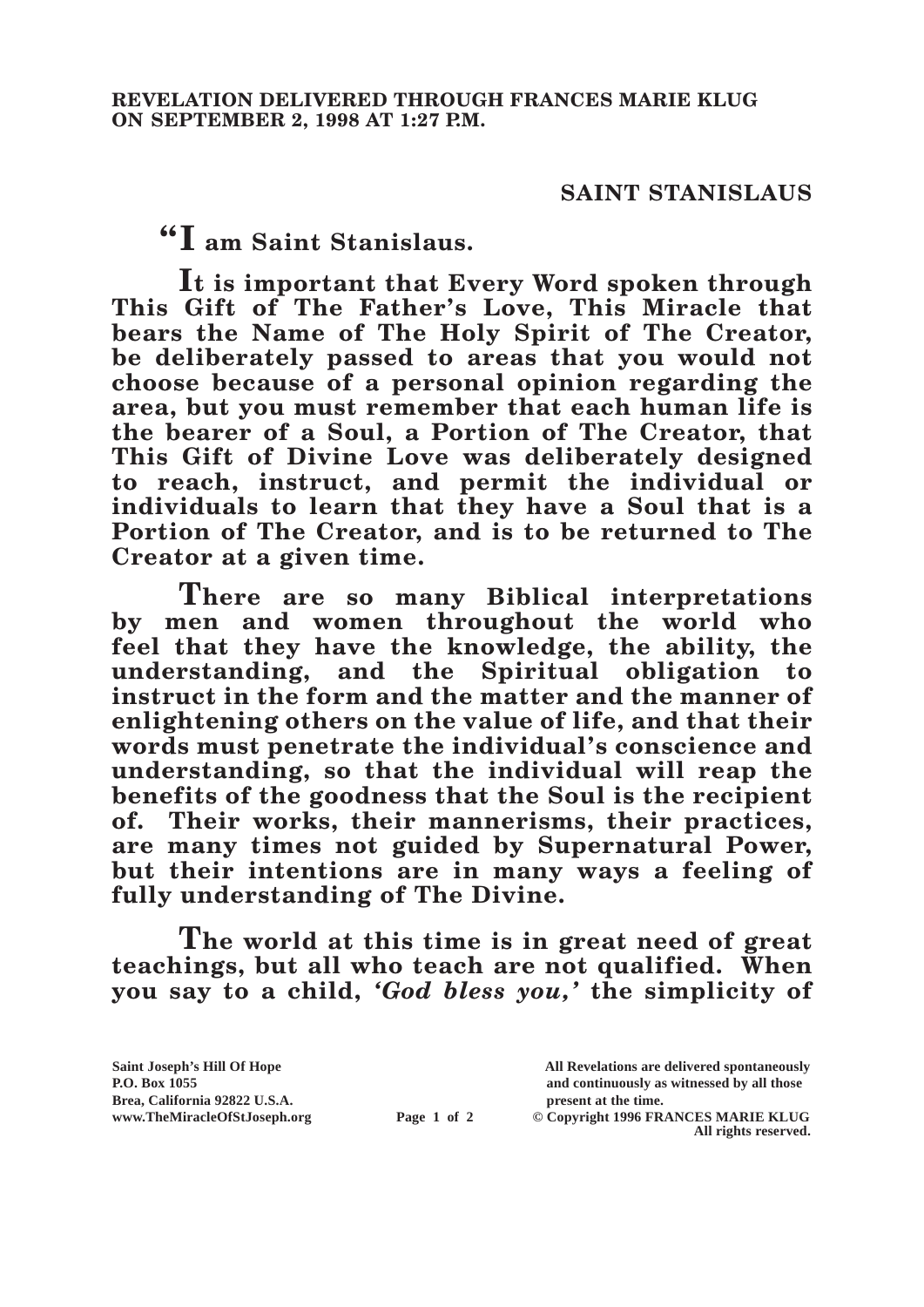**REVELATION DELIVERED THROUGH FRANCES MARIE KLUG ON SEPTEMBER 2, 1998 AT 1:27 P.M.**

## SAINT STANISLAUS

**"I am Saint Stanislaus.**

**It is important that Every Word spoken through This Gift of The Father's Love, This Miracle that bears the Name of The Holy Spirit of The Creator, be deliberately passed to areas that you would not choose because of a personal opinion regarding the area, but you must remember that each human life is the bearer of a Soul, a Portion of The Creator, that This Gift of Divine Love was deliberately designed to reach, instruct, and permit the individual or individuals to learn that they have a Soul that is a Portion of The Creator, and is to be returned to The Creator at a given time.**

**There are so many Biblical interpretations by men and women throughout the world who feel that they have the knowledge, the ability, the understanding, and the Spiritual obligation to instruct in the form and the matter and the manner of enlightening others on the value of life, and that their words must penetrate the individual's conscience and understanding, so that the individual will reap the benefits of the goodness that the Soul is the recipient of. Their works, their mannerisms, their practices, are many times not guided by Supernatural Power, but their intentions are in many ways a feeling of fully understanding of The Divine.**

**The world at this time is in great need of great teachings, but all who teach are not qualified. When you say to a child, *'God bless you,'* the simplicity of**

**Saint Joseph's Hill Of Hope**
**P.O. Box 1055**
**Brea, California 92822 U.S.A.**
**www.TheMiracleOfStJoseph.org**

**All Revelations are delivered spontaneously and continuously as witnessed by all those present at the time.**
**© Copyright 1996 FRANCES MARIE KLUG**
**All rights reserved.**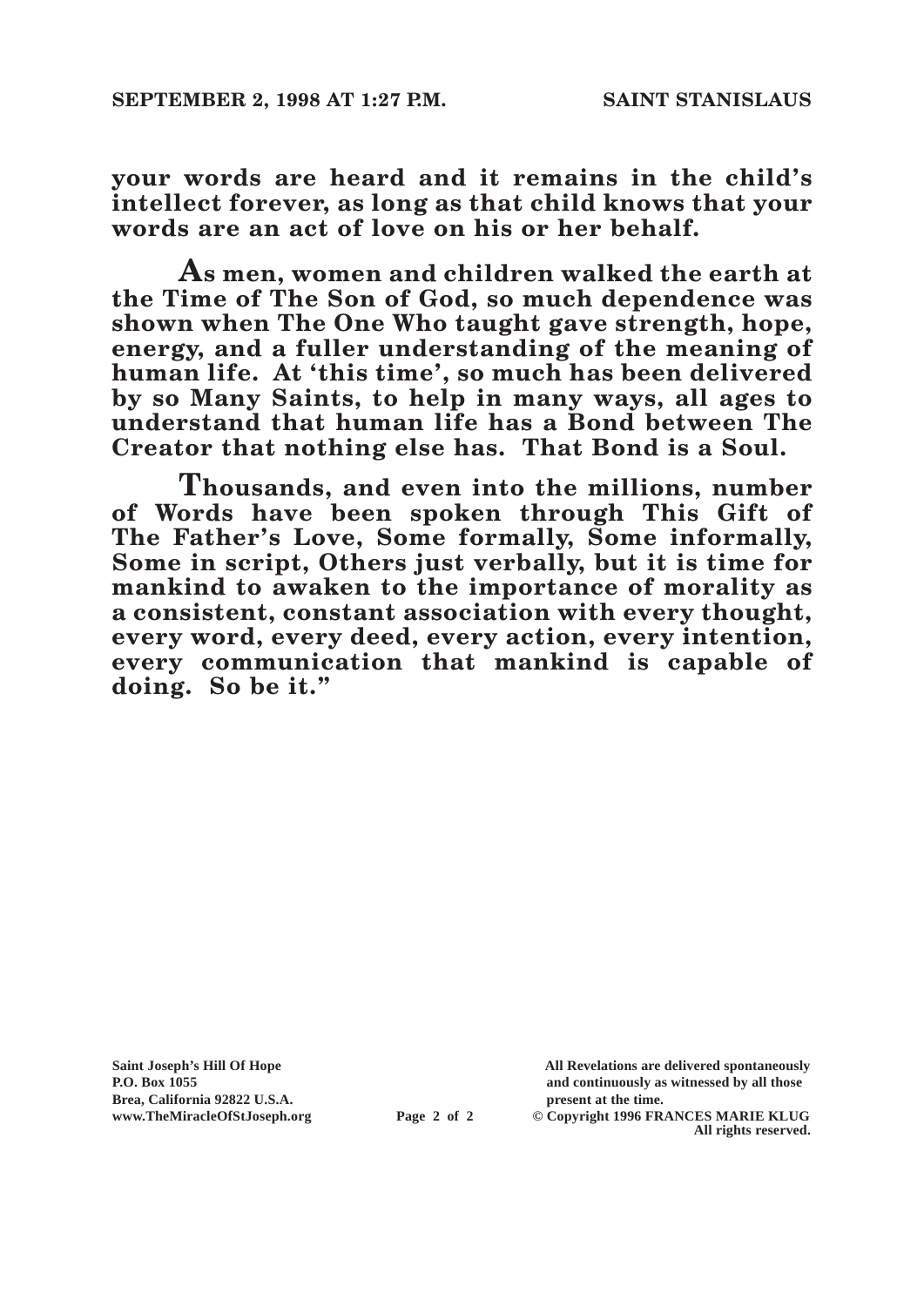**your words are heard and it remains in the child's intellect forever, as long as that child knows that your words are an act of love on his or her behalf.**

**As men, women and children walked the earth at the Time of The Son of God, so much dependence was shown when The One Who taught gave strength, hope, energy, and a fuller understanding of the meaning of human life. At 'this time', so much has been delivered by so Many Saints, to help in many ways, all ages to understand that human life has a Bond between The Creator that nothing else has. That Bond is a Soul.**

**Thousands, and even into the millions, number of Words have been spoken through This Gift of The Father's Love, Some formally, Some informally, Some in script, Others just verbally, but it is time for mankind to awaken to the importance of morality as a consistent, constant association with every thought, every word, every deed, every action, every intention, every communication that mankind is capable of doing. So be it."**

**Saint Joseph's Hill Of Hope**
**P.O. Box 1055**
**Brea, California 92822 U.S.A.**
**www.TheMiracleOfStJoseph.org**

**All Revelations are delivered spontaneously and continuously as witnessed by all those present at the time.**
**© Copyright 1996 FRANCES MARIE KLUG**
**All rights reserved.**